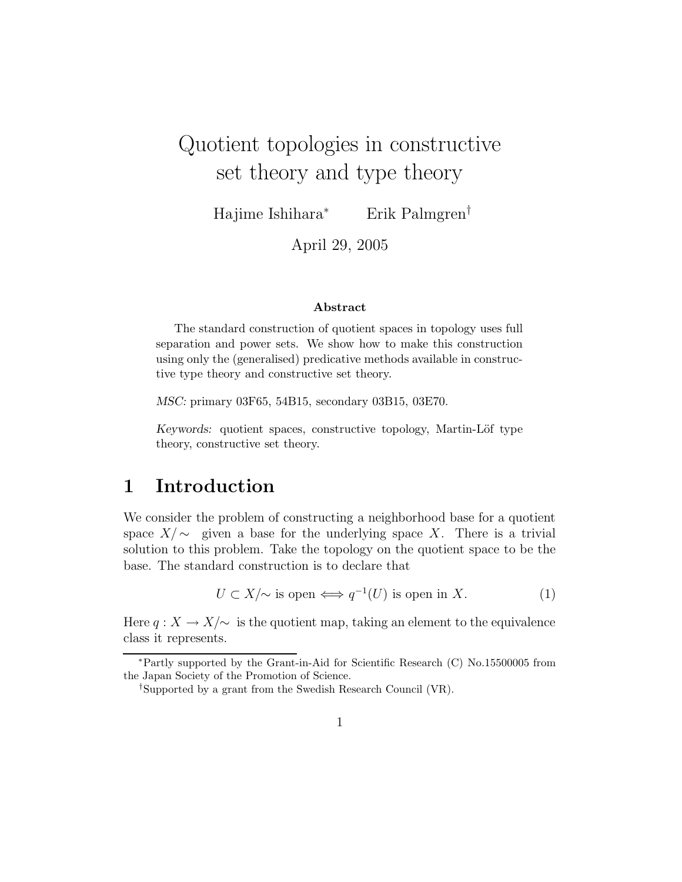# Quotient topologies in constructive set theory and type theory

Hajime Ishihara[*] Erik Palmgren[†]

April 29, 2005

### Abstract

The standard construction of quotient spaces in topology uses full separation and power sets. We show how to make this construction using only the (generalised) predicative methods available in constructive type theory and constructive set theory.

*MSC:* primary 03F65, 54B15, secondary 03B15, 03E70.

*Keywords:* quotient spaces, constructive topology, Martin-Löf type theory, constructive set theory.

## 1 Introduction

We consider the problem of constructing a neighborhood base for a quotient space $X/\sim$ given a base for the underlying space $X$. There is a trivial solution to this problem. Take the topology on the quotient space to be the base. The standard construction is to declare that

$$U \subset X/\sim \text{ is open} \iff q^{-1}(U) \text{ is open in } X. \tag{1}$$

Here $q : X \to X/\sim$ is the quotient map, taking an element to the equivalence class it represents.

[*] Partly supported by the Grant-in-Aid for Scientific Research (C) No.15500005 from the Japan Society of the Promotion of Science.

[†] Supported by a grant from the Swedish Research Council (VR).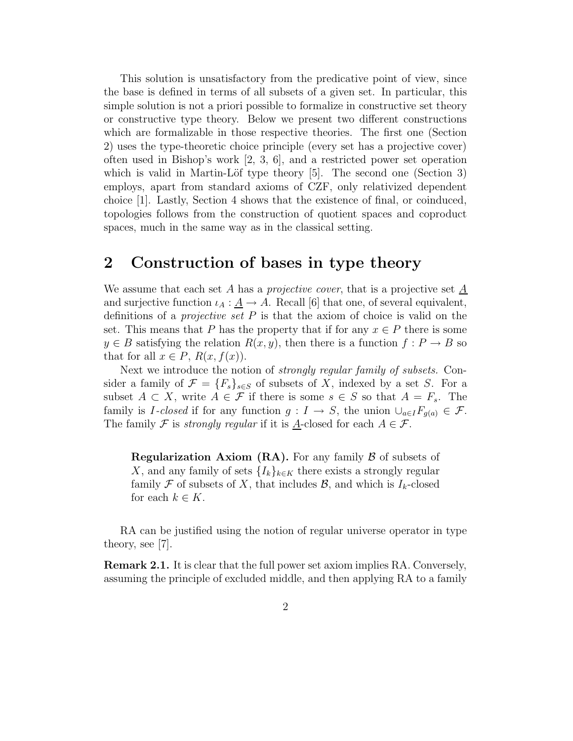This solution is unsatisfactory from the predicative point of view, since the base is defined in terms of all subsets of a given set. In particular, this simple solution is not a priori possible to formalize in constructive set theory or constructive type theory. Below we present two different constructions which are formalizable in those respective theories. The first one (Section 2) uses the type-theoretic choice principle (every set has a projective cover) often used in Bishop's work [2, 3, 6], and a restricted power set operation which is valid in Martin-Löf type theory [5]. The second one (Section 3) employs, apart from standard axioms of CZF, only relativized dependent choice [1]. Lastly, Section 4 shows that the existence of final, or coinduced, topologies follows from the construction of quotient spaces and coproduct spaces, much in the same way as in the classical setting.

## 2 Construction of bases in type theory

We assume that each set $A$ has a *projective cover*, that is a projective set $\underline{A}$ and surjective function $\iota_A : \underline{A} \to A$. Recall [6] that one, of several equivalent, definitions of a *projective set* $P$ is that the axiom of choice is valid on the set. This means that $P$ has the property that if for any $x \in P$ there is some $y \in B$ satisfying the relation $R(x, y)$, then there is a function $f : P \to B$ so that for all $x \in P$, $R(x, f(x))$.

Next we introduce the notion of *strongly regular family of subsets*. Consider a family of $\mathcal{F} = \{F_s\}_{s \in S}$ of subsets of $X$, indexed by a set $S$. For a subset $A \subset X$, write $A \in \mathcal{F}$ if there is some $s \in S$ so that $A = F_s$. The family is *$I$-closed* if for any function $g : I \to S$, the union $\cup_{a \in I} F_{g(a)} \in \mathcal{F}$. The family $\mathcal{F}$ is *strongly regular* if it is $\underline{A}$-closed for each $A \in \mathcal{F}$.

> **Regularization Axiom (RA).** For any family $\mathcal{B}$ of subsets of $X$, and any family of sets $\{I_k\}_{k \in K}$ there exists a strongly regular family $\mathcal{F}$ of subsets of $X$, that includes $\mathcal{B}$, and which is $I_k$-closed for each $k \in K$.

RA can be justified using the notion of regular universe operator in type theory, see [7].

**Remark 2.1.** It is clear that the full power set axiom implies RA. Conversely, assuming the principle of excluded middle, and then applying RA to a family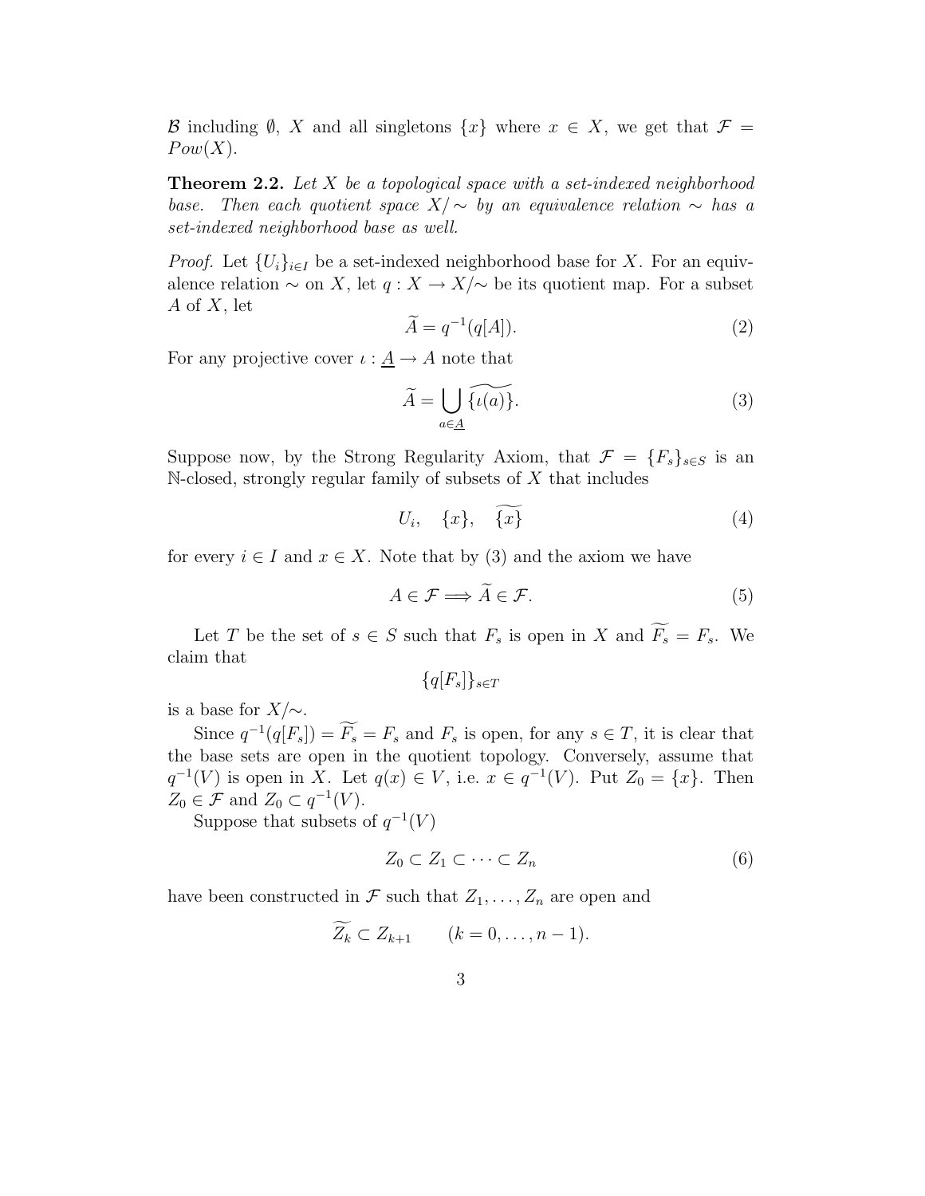$\mathcal{B}$ including $\emptyset$, $X$ and all singletons $\{x\}$ where $x \in X$, we get that $\mathcal{F} = Pow(X)$.

**Theorem 2.2.** *Let $X$ be a topological space with a set-indexed neighborhood base. Then each quotient space $X/\sim$ by an equivalence relation $\sim$ has a set-indexed neighborhood base as well.*

*Proof.* Let $\{U_i\}_{i \in I}$ be a set-indexed neighborhood base for $X$. For an equivalence relation $\sim$ on $X$, let $q : X \to X/\sim$ be its quotient map. For a subset $A$ of $X$, let

$$\widetilde{A} = q^{-1}(q[A]). \tag{2}$$

For any projective cover $\iota : \underline{A} \to A$ note that

$$\widetilde{A} = \bigcup_{a \in \underline{A}} \widetilde{\{\iota(a)\}}. \tag{3}$$

Suppose now, by the Strong Regularity Axiom, that $\mathcal{F} = \{F_s\}_{s \in S}$ is an $\mathbb{N}$-closed, strongly regular family of subsets of $X$ that includes

$$U_i, \quad \{x\}, \quad \widetilde{\{x\}} \tag{4}$$

for every $i \in I$ and $x \in X$. Note that by (3) and the axiom we have

$$A \in \mathcal{F} \Longrightarrow \widetilde{A} \in \mathcal{F}. \tag{5}$$

Let $T$ be the set of $s \in S$ such that $F_s$ is open in $X$ and $\widetilde{F_s} = F_s$. We claim that

$$\{q[F_s]\}_{s \in T}$$

is a base for $X/\sim$.

Since $q^{-1}(q[F_s]) = \widetilde{F_s} = F_s$ and $F_s$ is open, for any $s \in T$, it is clear that the base sets are open in the quotient topology. Conversely, assume that $q^{-1}(V)$ is open in $X$. Let $q(x) \in V$, i.e. $x \in q^{-1}(V)$. Put $Z_0 = \{x\}$. Then $Z_0 \in \mathcal{F}$ and $Z_0 \subset q^{-1}(V)$.

Suppose that subsets of $q^{-1}(V)$

$$Z_0 \subset Z_1 \subset \cdots \subset Z_n \tag{6}$$

have been constructed in $\mathcal{F}$ such that $Z_1, \ldots, Z_n$ are open and

$$\widetilde{Z_k} \subset Z_{k+1} \qquad (k = 0, \ldots, n-1).$$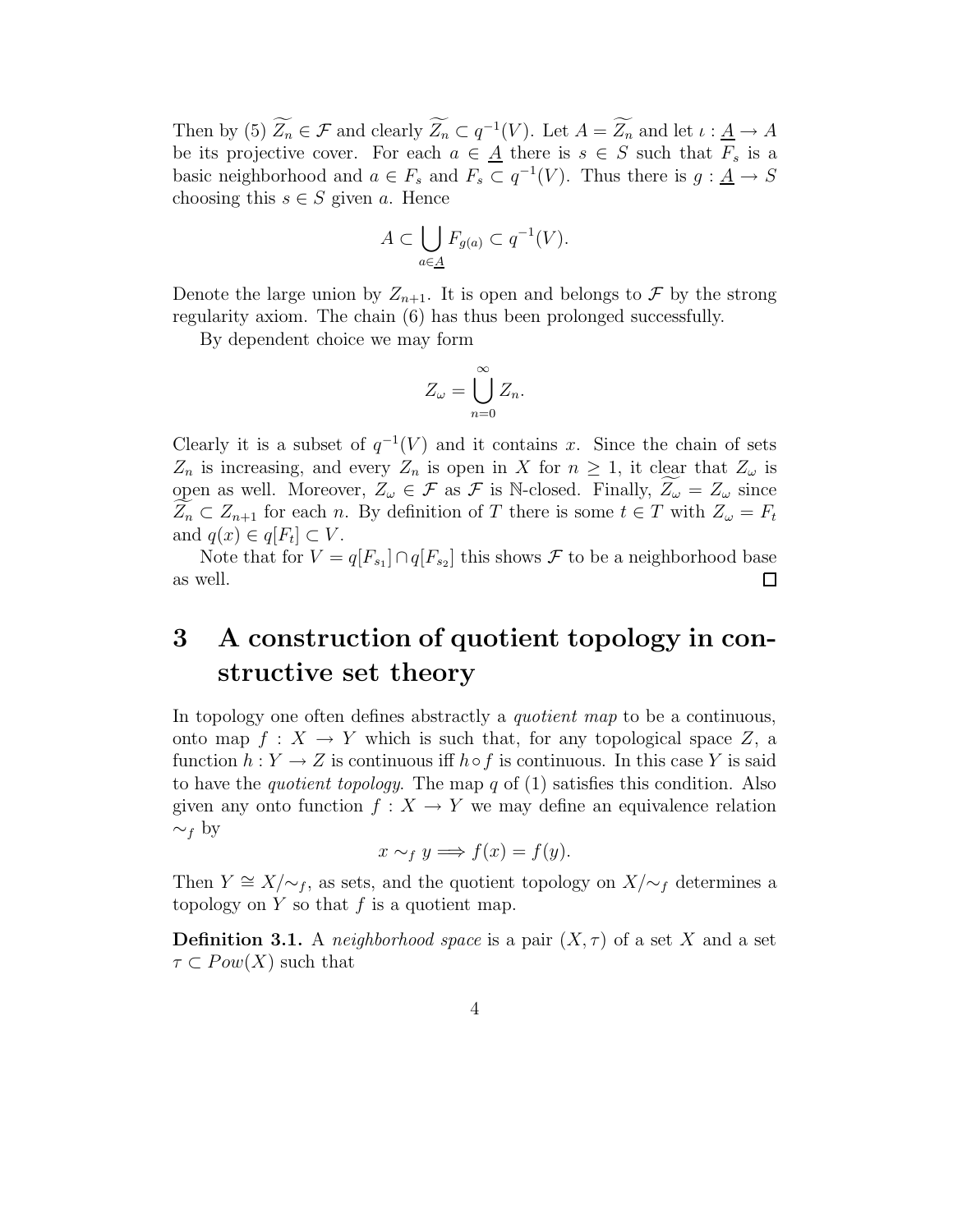Then by (5) $\widetilde{Z_n} \in \mathcal{F}$ and clearly $\widetilde{Z_n} \subset q^{-1}(V)$. Let $A = \widetilde{Z_n}$ and let $\iota : \underline{A} \to A$ be its projective cover. For each $a \in \underline{A}$ there is $s \in S$ such that $F_s$ is a basic neighborhood and $a \in F_s$ and $F_s \subset q^{-1}(V)$. Thus there is $g : \underline{A} \to S$ choosing this $s \in S$ given $a$. Hence

$$A \subset \bigcup_{a \in \underline{A}} F_{g(a)} \subset q^{-1}(V).$$

Denote the large union by $Z_{n+1}$. It is open and belongs to $\mathcal{F}$ by the strong regularity axiom. The chain (6) has thus been prolonged successfully.

By dependent choice we may form

$$Z_\omega = \bigcup_{n=0}^{\infty} Z_n.$$

Clearly it is a subset of $q^{-1}(V)$ and it contains $x$. Since the chain of sets $Z_n$ is increasing, and every $Z_n$ is open in $X$ for $n \geq 1$, it clear that $Z_\omega$ is open as well. Moreover, $Z_\omega \in \mathcal{F}$ as $\mathcal{F}$ is $\mathbb{N}$-closed. Finally, $\widetilde{Z_\omega} = Z_\omega$ since $\widetilde{Z_n} \subset Z_{n+1}$ for each $n$. By definition of $T$ there is some $t \in T$ with $Z_\omega = F_t$ and $q(x) \in q[F_t] \subset V$.

Note that for $V = q[F_{s_1}] \cap q[F_{s_2}]$ this shows $\mathcal{F}$ to be a neighborhood base as well. □

# 3 A construction of quotient topology in constructive set theory

In topology one often defines abstractly a *quotient map* to be a continuous, onto map $f : X \to Y$ which is such that, for any topological space $Z$, a function $h : Y \to Z$ is continuous iff $h \circ f$ is continuous. In this case $Y$ is said to have the *quotient topology*. The map $q$ of (1) satisfies this condition. Also given any onto function $f : X \to Y$ we may define an equivalence relation $\sim_f$ by

$$x \sim_f y \Longrightarrow f(x) = f(y).$$

Then $Y \cong X/{\sim_f}$, as sets, and the quotient topology on $X/{\sim_f}$ determines a topology on $Y$ so that $f$ is a quotient map.

**Definition 3.1.** A *neighborhood space* is a pair $(X, \tau)$ of a set $X$ and a set $\tau \subset Pow(X)$ such that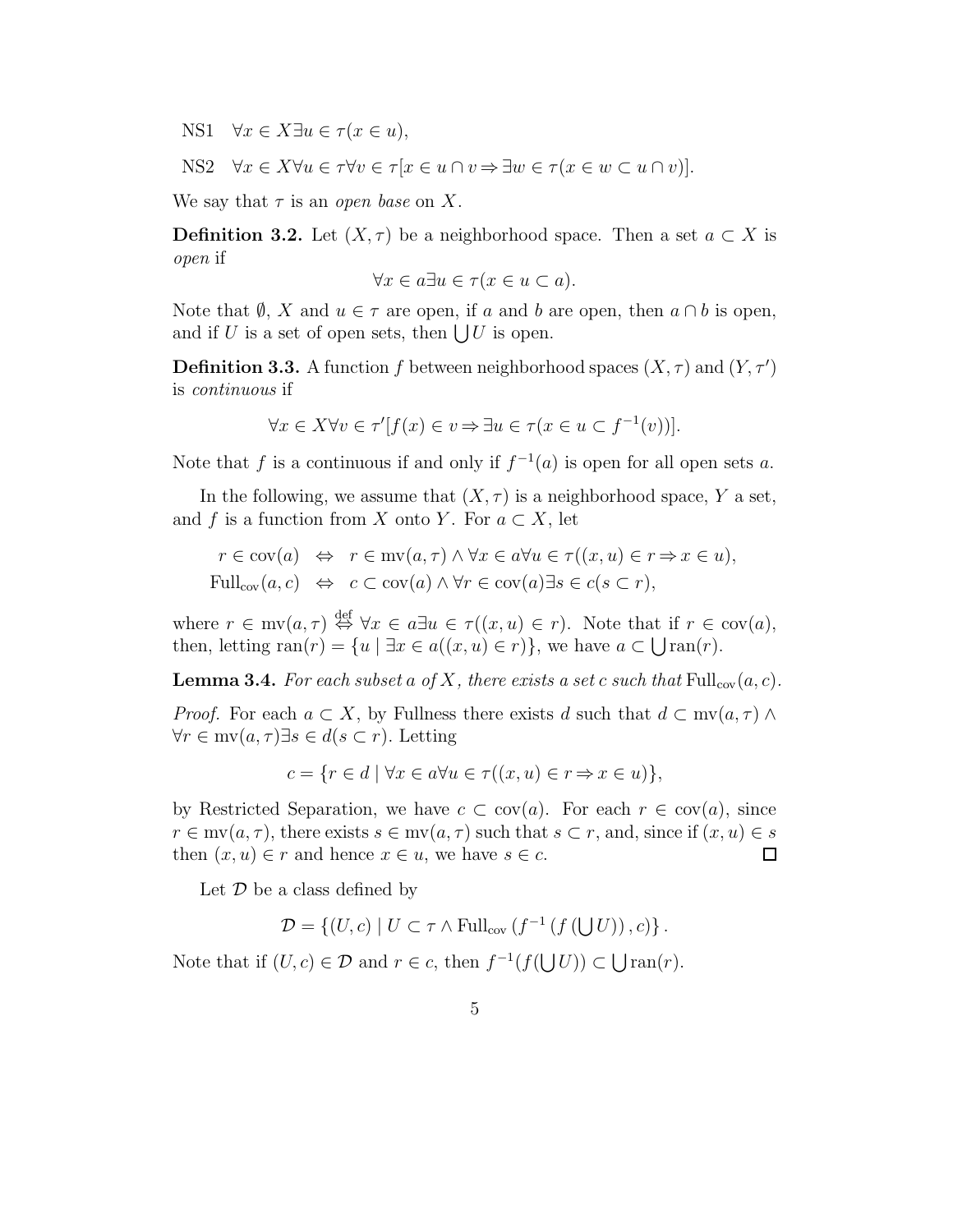NS1 $\forall x \in X \exists u \in \tau (x \in u)$,

NS2 $\forall x \in X \forall u \in \tau \forall v \in \tau [x \in u \cap v \Rightarrow \exists w \in \tau (x \in w \subset u \cap v)]$.

We say that $\tau$ is an *open base* on $X$.

**Definition 3.2.** Let $(X, \tau)$ be a neighborhood space. Then a set $a \subset X$ is *open* if

$$\forall x \in a \exists u \in \tau (x \in u \subset a).$$

Note that $\emptyset$, $X$ and $u \in \tau$ are open, if $a$ and $b$ are open, then $a \cap b$ is open, and if $U$ is a set of open sets, then $\bigcup U$ is open.

**Definition 3.3.** A function $f$ between neighborhood spaces $(X, \tau)$ and $(Y, \tau')$ is *continuous* if

$$\forall x \in X \forall v \in \tau' [f(x) \in v \Rightarrow \exists u \in \tau (x \in u \subset f^{-1}(v))].$$

Note that $f$ is a continuous if and only if $f^{-1}(a)$ is open for all open sets $a$.

In the following, we assume that $(X, \tau)$ is a neighborhood space, $Y$ a set, and $f$ is a function from $X$ onto $Y$. For $a \subset X$, let

$$r \in \mathrm{cov}(a) \quad \Leftrightarrow \quad r \in \mathrm{mv}(a, \tau) \wedge \forall x \in a \forall u \in \tau ((x, u) \in r \Rightarrow x \in u),$$
$$\mathrm{Full}_{\mathrm{cov}}(a, c) \quad \Leftrightarrow \quad c \subset \mathrm{cov}(a) \wedge \forall r \in \mathrm{cov}(a) \exists s \in c (s \subset r),$$

where $r \in \mathrm{mv}(a, \tau) \overset{\mathrm{def}}{\Leftrightarrow} \forall x \in a \exists u \in \tau ((x, u) \in r)$. Note that if $r \in \mathrm{cov}(a)$, then, letting $\mathrm{ran}(r) = \{u \mid \exists x \in a ((x, u) \in r)\}$, we have $a \subset \bigcup \mathrm{ran}(r)$.

**Lemma 3.4.** *For each subset $a$ of $X$, there exists a set $c$ such that* $\mathrm{Full}_{\mathrm{cov}}(a, c)$.

*Proof.* For each $a \subset X$, by Fullness there exists $d$ such that $d \subset \mathrm{mv}(a, \tau) \wedge \forall r \in \mathrm{mv}(a, \tau) \exists s \in d (s \subset r)$. Letting

$$c = \{r \in d \mid \forall x \in a \forall u \in \tau ((x, u) \in r \Rightarrow x \in u)\},$$

by Restricted Separation, we have $c \subset \mathrm{cov}(a)$. For each $r \in \mathrm{cov}(a)$, since $r \in \mathrm{mv}(a, \tau)$, there exists $s \in \mathrm{mv}(a, \tau)$ such that $s \subset r$, and, since if $(x, u) \in s$ then $(x, u) \in r$ and hence $x \in u$, we have $s \in c$. □

Let $\mathcal{D}$ be a class defined by

$$\mathcal{D} = \left\{(U, c) \mid U \subset \tau \wedge \mathrm{Full}_{\mathrm{cov}}\left(f^{-1}\left(f\left(\bigcup U\right)\right), c\right)\right\}.$$

Note that if $(U, c) \in \mathcal{D}$ and $r \in c$, then $f^{-1}(f(\bigcup U)) \subset \bigcup \mathrm{ran}(r)$.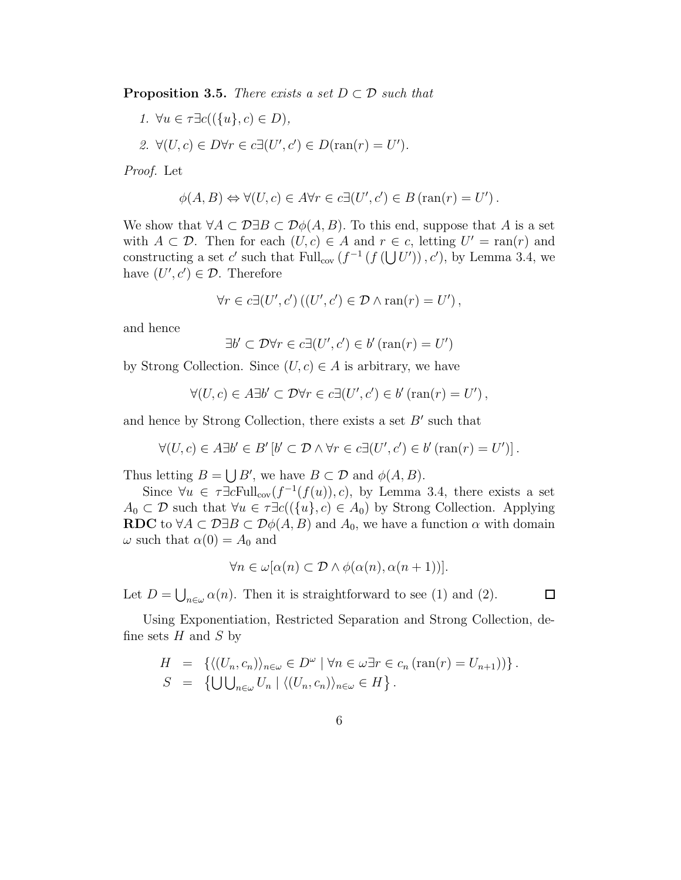**Proposition 3.5.** *There exists a set $D \subset \mathcal{D}$ such that*

1. $\forall u \in \tau \exists c((\{u\}, c) \in D)$,
2. $\forall (U, c) \in D \forall r \in c \exists (U', c') \in D(\mathrm{ran}(r) = U')$.

*Proof.* Let

$$\phi(A, B) \Leftrightarrow \forall (U, c) \in A \forall r \in c \exists (U', c') \in B \left(\mathrm{ran}(r) = U'\right).$$

We show that $\forall A \subset \mathcal{D} \exists B \subset \mathcal{D} \phi(A, B)$. To this end, suppose that $A$ is a set with $A \subset \mathcal{D}$. Then for each $(U, c) \in A$ and $r \in c$, letting $U' = \mathrm{ran}(r)$ and constructing a set $c'$ such that $\mathrm{Full}_{\mathrm{cov}}\left(f^{-1}\left(f\left(\bigcup U'\right)\right), c'\right)$, by Lemma 3.4, we have $(U', c') \in \mathcal{D}$. Therefore

$$\forall r \in c \exists (U', c') \left((U', c') \in \mathcal{D} \wedge \mathrm{ran}(r) = U'\right),$$

and hence

$$\exists b' \subset \mathcal{D} \forall r \in c \exists (U', c') \in b' \left(\mathrm{ran}(r) = U'\right)$$

by Strong Collection. Since $(U, c) \in A$ is arbitrary, we have

$$\forall (U, c) \in A \exists b' \subset \mathcal{D} \forall r \in c \exists (U', c') \in b' \left(\mathrm{ran}(r) = U'\right),$$

and hence by Strong Collection, there exists a set $B'$ such that

$$\forall (U, c) \in A \exists b' \in B' \left[b' \subset \mathcal{D} \wedge \forall r \in c \exists (U', c') \in b' \left(\mathrm{ran}(r) = U'\right)\right].$$

Thus letting $B = \bigcup B'$, we have $B \subset \mathcal{D}$ and $\phi(A, B)$.

Since $\forall u \in \tau \exists c \mathrm{Full}_{\mathrm{cov}}(f^{-1}(f(u)), c)$, by Lemma 3.4, there exists a set $A_0 \subset \mathcal{D}$ such that $\forall u \in \tau \exists c((\{u\}, c) \in A_0)$ by Strong Collection. Applying **RDC** to $\forall A \subset \mathcal{D} \exists B \subset \mathcal{D} \phi(A, B)$ and $A_0$, we have a function $\alpha$ with domain $\omega$ such that $\alpha(0) = A_0$ and

$$\forall n \in \omega[\alpha(n) \subset \mathcal{D} \wedge \phi(\alpha(n), \alpha(n+1))].$$

Let $D = \bigcup_{n \in \omega} \alpha(n)$. Then it is straightforward to see (1) and (2). $\square$

Using Exponentiation, Restricted Separation and Strong Collection, define sets $H$ and $S$ by

$$\begin{aligned} H &= \left\{\langle (U_n, c_n) \rangle_{n \in \omega} \in D^\omega \mid \forall n \in \omega \exists r \in c_n \left(\mathrm{ran}(r) = U_{n+1}\right)\right\}. \\ S &= \left\{\bigcup \bigcup_{n \in \omega} U_n \mid \langle (U_n, c_n) \rangle_{n \in \omega} \in H\right\}. \end{aligned}$$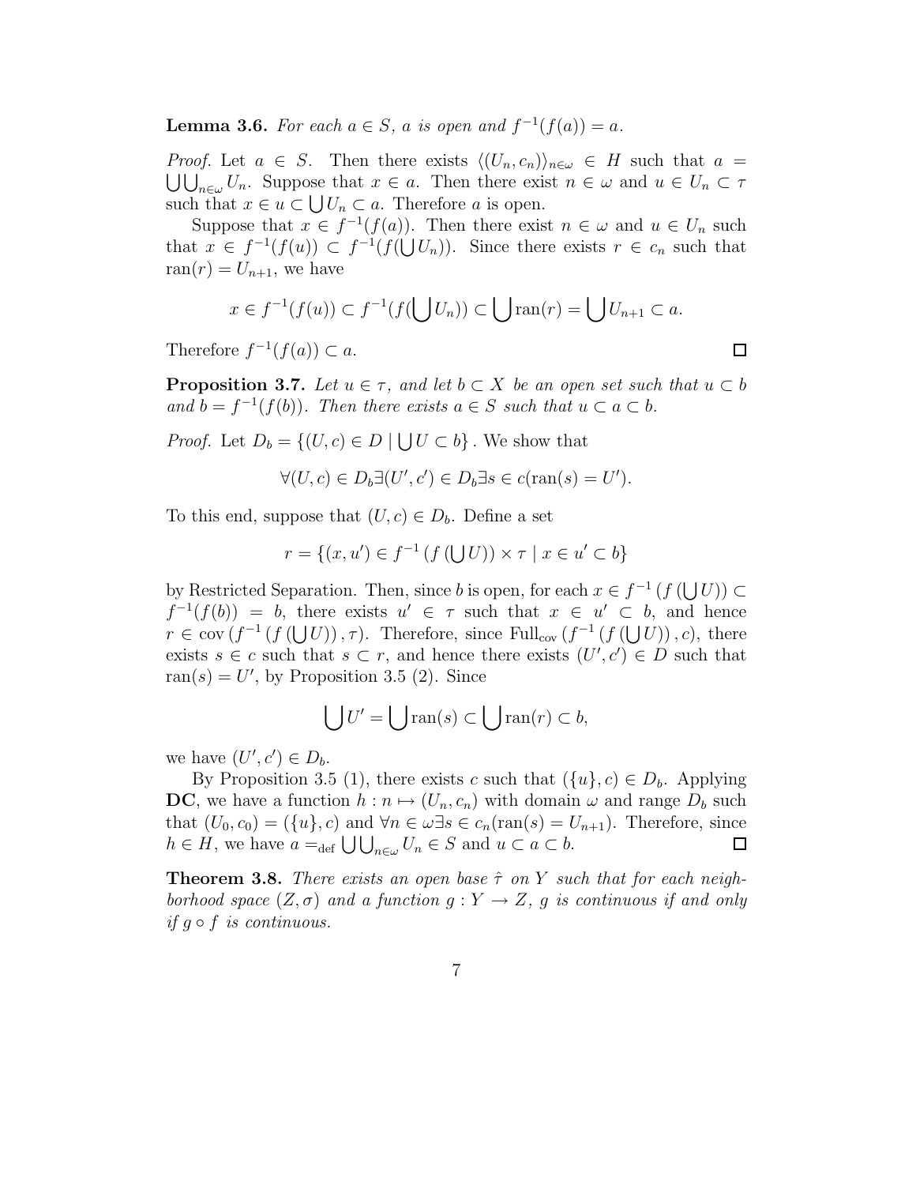**Lemma 3.6.** *For each $a \in S$, $a$ is open and $f^{-1}(f(a)) = a$.*

*Proof.* Let $a \in S$. Then there exists $\langle (U_n, c_n) \rangle_{n\in\omega} \in H$ such that $a = \bigcup\bigcup_{n\in\omega} U_n$. Suppose that $x \in a$. Then there exist $n \in \omega$ and $u \in U_n \subset \tau$ such that $x \in u \subset \bigcup U_n \subset a$. Therefore $a$ is open.

Suppose that $x \in f^{-1}(f(a))$. Then there exist $n \in \omega$ and $u \in U_n$ such that $x \in f^{-1}(f(u)) \subset f^{-1}(f(\bigcup U_n))$. Since there exists $r \in c_n$ such that $\mathrm{ran}(r) = U_{n+1}$, we have

$$x \in f^{-1}(f(u)) \subset f^{-1}(f(\bigcup U_n)) \subset \bigcup \mathrm{ran}(r) = \bigcup U_{n+1} \subset a.$$

Therefore $f^{-1}(f(a)) \subset a$. □

**Proposition 3.7.** *Let $u \in \tau$, and let $b \subset X$ be an open set such that $u \subset b$ and $b = f^{-1}(f(b))$. Then there exists $a \in S$ such that $u \subset a \subset b$.*

*Proof.* Let $D_b = \{(U, c) \in D \mid \bigcup U \subset b\}$. We show that

$$\forall (U, c) \in D_b \exists (U', c') \in D_b \exists s \in c(\mathrm{ran}(s) = U').$$

To this end, suppose that $(U, c) \in D_b$. Define a set

$$r = \{(x, u') \in f^{-1}(f(\bigcup U)) \times \tau \mid x \in u' \subset b\}$$

by Restricted Separation. Then, since $b$ is open, for each $x \in f^{-1}(f(\bigcup U)) \subset f^{-1}(f(b)) = b$, there exists $u' \in \tau$ such that $x \in u' \subset b$, and hence $r \in \mathrm{cov}(f^{-1}(f(\bigcup U)), \tau)$. Therefore, since $\mathrm{Full}_{\mathrm{cov}}(f^{-1}(f(\bigcup U)), c)$, there exists $s \in c$ such that $s \subset r$, and hence there exists $(U', c') \in D$ such that $\mathrm{ran}(s) = U'$, by Proposition 3.5 (2). Since

$$\bigcup U' = \bigcup \mathrm{ran}(s) \subset \bigcup \mathrm{ran}(r) \subset b,$$

we have $(U', c') \in D_b$.

By Proposition 3.5 (1), there exists $c$ such that $(\{u\}, c) \in D_b$. Applying **DC**, we have a function $h : n \mapsto (U_n, c_n)$ with domain $\omega$ and range $D_b$ such that $(U_0, c_0) = (\{u\}, c)$ and $\forall n \in \omega \exists s \in c_n(\mathrm{ran}(s) = U_{n+1})$. Therefore, since $h \in H$, we have $a =_{\mathrm{def}} \bigcup\bigcup_{n\in\omega} U_n \in S$ and $u \subset a \subset b$. □

**Theorem 3.8.** *There exists an open base $\hat{\tau}$ on $Y$ such that for each neighborhood space $(Z, \sigma)$ and a function $g : Y \to Z$, $g$ is continuous if and only if $g \circ f$ is continuous.*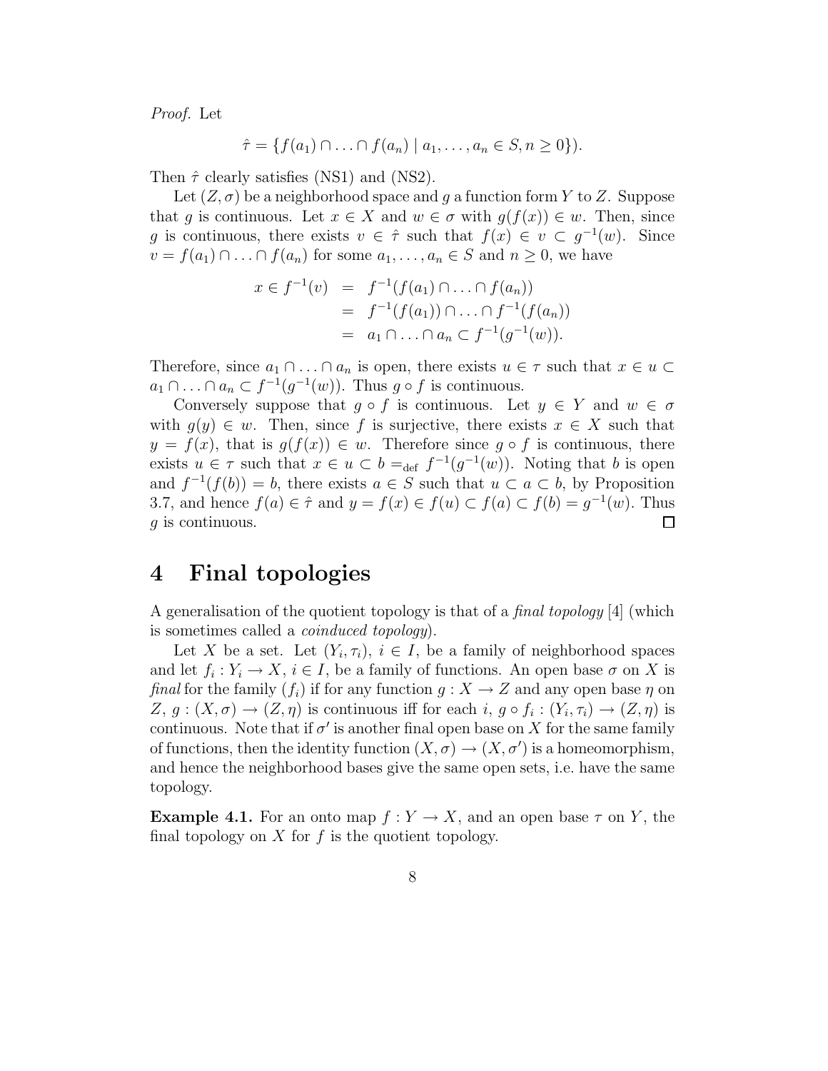*Proof.* Let

$$\hat{\tau} = \{f(a_1) \cap \ldots \cap f(a_n) \mid a_1, \ldots, a_n \in S, n \geq 0\}).$$

Then $\hat{\tau}$ clearly satisfies (NS1) and (NS2).

Let $(Z, \sigma)$ be a neighborhood space and $g$ a function form $Y$ to $Z$. Suppose that $g$ is continuous. Let $x \in X$ and $w \in \sigma$ with $g(f(x)) \in w$. Then, since $g$ is continuous, there exists $v \in \hat{\tau}$ such that $f(x) \in v \subset g^{-1}(w)$. Since $v = f(a_1) \cap \ldots \cap f(a_n)$ for some $a_1, \ldots, a_n \in S$ and $n \geq 0$, we have

$$\begin{aligned}
x \in f^{-1}(v) &= f^{-1}(f(a_1) \cap \ldots \cap f(a_n)) \\
&= f^{-1}(f(a_1)) \cap \ldots \cap f^{-1}(f(a_n)) \\
&= a_1 \cap \ldots \cap a_n \subset f^{-1}(g^{-1}(w)).
\end{aligned}$$

Therefore, since $a_1 \cap \ldots \cap a_n$ is open, there exists $u \in \tau$ such that $x \in u \subset a_1 \cap \ldots \cap a_n \subset f^{-1}(g^{-1}(w))$. Thus $g \circ f$ is continuous.

Conversely suppose that $g \circ f$ is continuous. Let $y \in Y$ and $w \in \sigma$ with $g(y) \in w$. Then, since $f$ is surjective, there exists $x \in X$ such that $y = f(x)$, that is $g(f(x)) \in w$. Therefore since $g \circ f$ is continuous, there exists $u \in \tau$ such that $x \in u \subset b =_{\text{def}} f^{-1}(g^{-1}(w))$. Noting that $b$ is open and $f^{-1}(f(b)) = b$, there exists $a \in S$ such that $u \subset a \subset b$, by Proposition 3.7, and hence $f(a) \in \hat{\tau}$ and $y = f(x) \in f(u) \subset f(a) \subset f(b) = g^{-1}(w)$. Thus $g$ is continuous. □

# 4 Final topologies

A generalisation of the quotient topology is that of a *final topology* [4] (which is sometimes called a *coinduced topology*).

Let $X$ be a set. Let $(Y_i, \tau_i)$, $i \in I$, be a family of neighborhood spaces and let $f_i : Y_i \to X$, $i \in I$, be a family of functions. An open base $\sigma$ on $X$ is *final* for the family $(f_i)$ if for any function $g : X \to Z$ and any open base $\eta$ on $Z$, $g : (X, \sigma) \to (Z, \eta)$ is continuous iff for each $i$, $g \circ f_i : (Y_i, \tau_i) \to (Z, \eta)$ is continuous. Note that if $\sigma'$ is another final open base on $X$ for the same family of functions, then the identity function $(X, \sigma) \to (X, \sigma')$ is a homeomorphism, and hence the neighborhood bases give the same open sets, i.e. have the same topology.

**Example 4.1.** For an onto map $f : Y \to X$, and an open base $\tau$ on $Y$, the final topology on $X$ for $f$ is the quotient topology.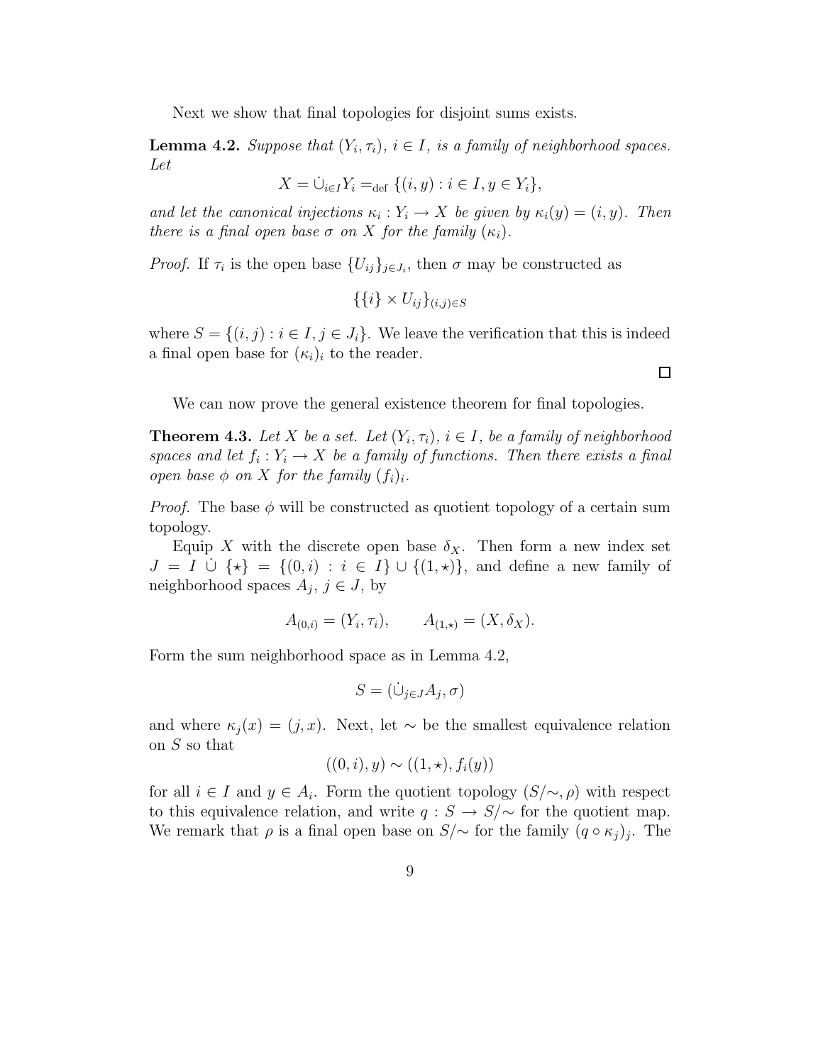Next we show that final topologies for disjoint sums exists.

**Lemma 4.2.** *Suppose that $(Y_i, \tau_i)$, $i \in I$, is a family of neighborhood spaces. Let*

$$X = \dot{\cup}_{i \in I} Y_i =_{\text{def}} \{(i, y) : i \in I, y \in Y_i\},$$

*and let the canonical injections $\kappa_i : Y_i \to X$ be given by $\kappa_i(y) = (i, y)$. Then there is a final open base $\sigma$ on $X$ for the family $(\kappa_i)$.*

*Proof.* If $\tau_i$ is the open base $\{U_{ij}\}_{j \in J_i}$, then $\sigma$ may be constructed as

$$\{\{i\} \times U_{ij}\}_{(i,j) \in S}$$

where $S = \{(i, j) : i \in I, j \in J_i\}$. We leave the verification that this is indeed a final open base for $(\kappa_i)_i$ to the reader.

□

We can now prove the general existence theorem for final topologies.

**Theorem 4.3.** *Let $X$ be a set. Let $(Y_i, \tau_i)$, $i \in I$, be a family of neighborhood spaces and let $f_i : Y_i \to X$ be a family of functions. Then there exists a final open base $\phi$ on $X$ for the family $(f_i)_i$.*

*Proof.* The base $\phi$ will be constructed as quotient topology of a certain sum topology.

Equip $X$ with the discrete open base $\delta_X$. Then form a new index set $J = I \,\dot{\cup}\, \{\star\} = \{(0, i) : i \in I\} \cup \{(1, \star)\}$, and define a new family of neighborhood spaces $A_j$, $j \in J$, by

$$A_{(0,i)} = (Y_i, \tau_i), \qquad A_{(1,\star)} = (X, \delta_X).$$

Form the sum neighborhood space as in Lemma 4.2,

$$S = (\dot{\cup}_{j \in J} A_j, \sigma)$$

and where $\kappa_j(x) = (j, x)$. Next, let $\sim$ be the smallest equivalence relation on $S$ so that

$$((0, i), y) \sim ((1, \star), f_i(y))$$

for all $i \in I$ and $y \in A_i$. Form the quotient topology $(S/\!\sim, \rho)$ with respect to this equivalence relation, and write $q : S \to S/\!\sim$ for the quotient map. We remark that $\rho$ is a final open base on $S/\!\sim$ for the family $(q \circ \kappa_j)_j$. The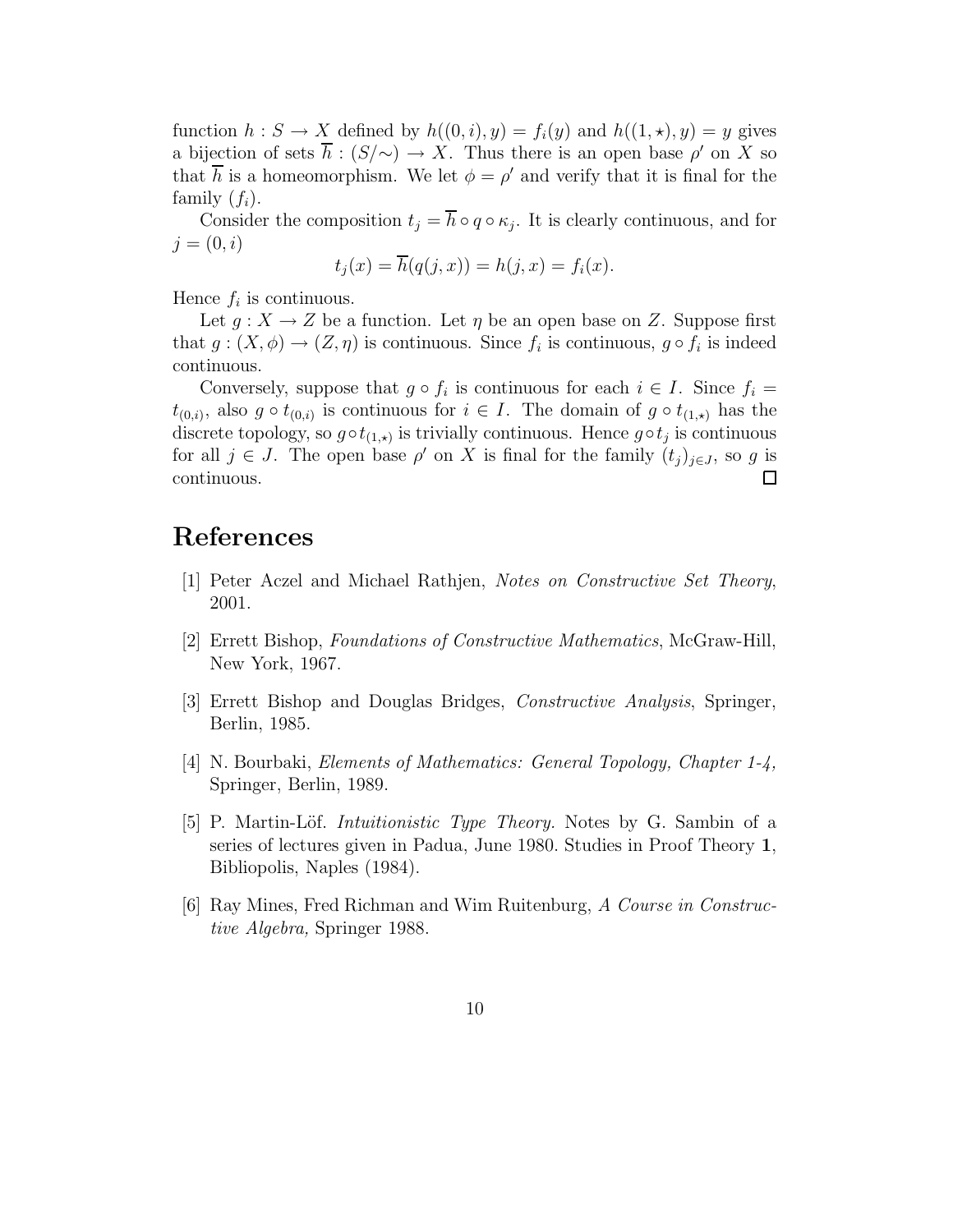function $h : S \to X$ defined by $h((0,i), y) = f_i(y)$ and $h((1,\star), y) = y$ gives a bijection of sets $\overline{h} : (S/\sim) \to X$. Thus there is an open base $\rho'$ on $X$ so that $\overline{h}$ is a homeomorphism. We let $\phi = \rho'$ and verify that it is final for the family $(f_i)$.

Consider the composition $t_j = \overline{h} \circ q \circ \kappa_j$. It is clearly continuous, and for $j = (0, i)$

$$t_j(x) = \overline{h}(q(j, x)) = h(j, x) = f_i(x).$$

Hence $f_i$ is continuous.

Let $g : X \to Z$ be a function. Let $\eta$ be an open base on $Z$. Suppose first that $g : (X, \phi) \to (Z, \eta)$ is continuous. Since $f_i$ is continuous, $g \circ f_i$ is indeed continuous.

Conversely, suppose that $g \circ f_i$ is continuous for each $i \in I$. Since $f_i = t_{(0,i)}$, also $g \circ t_{(0,i)}$ is continuous for $i \in I$. The domain of $g \circ t_{(1,\star)}$ has the discrete topology, so $g \circ t_{(1,\star)}$ is trivially continuous. Hence $g \circ t_j$ is continuous for all $j \in J$. The open base $\rho'$ on $X$ is final for the family $(t_j)_{j \in J}$, so $g$ is continuous. □

# References

[1] Peter Aczel and Michael Rathjen, *Notes on Constructive Set Theory*, 2001.

[2] Errett Bishop, *Foundations of Constructive Mathematics*, McGraw-Hill, New York, 1967.

[3] Errett Bishop and Douglas Bridges, *Constructive Analysis*, Springer, Berlin, 1985.

[4] N. Bourbaki, *Elements of Mathematics: General Topology, Chapter 1-4,* Springer, Berlin, 1989.

[5] P. Martin-Löf. *Intuitionistic Type Theory.* Notes by G. Sambin of a series of lectures given in Padua, June 1980. Studies in Proof Theory **1**, Bibliopolis, Naples (1984).

[6] Ray Mines, Fred Richman and Wim Ruitenburg, *A Course in Constructive Algebra,* Springer 1988.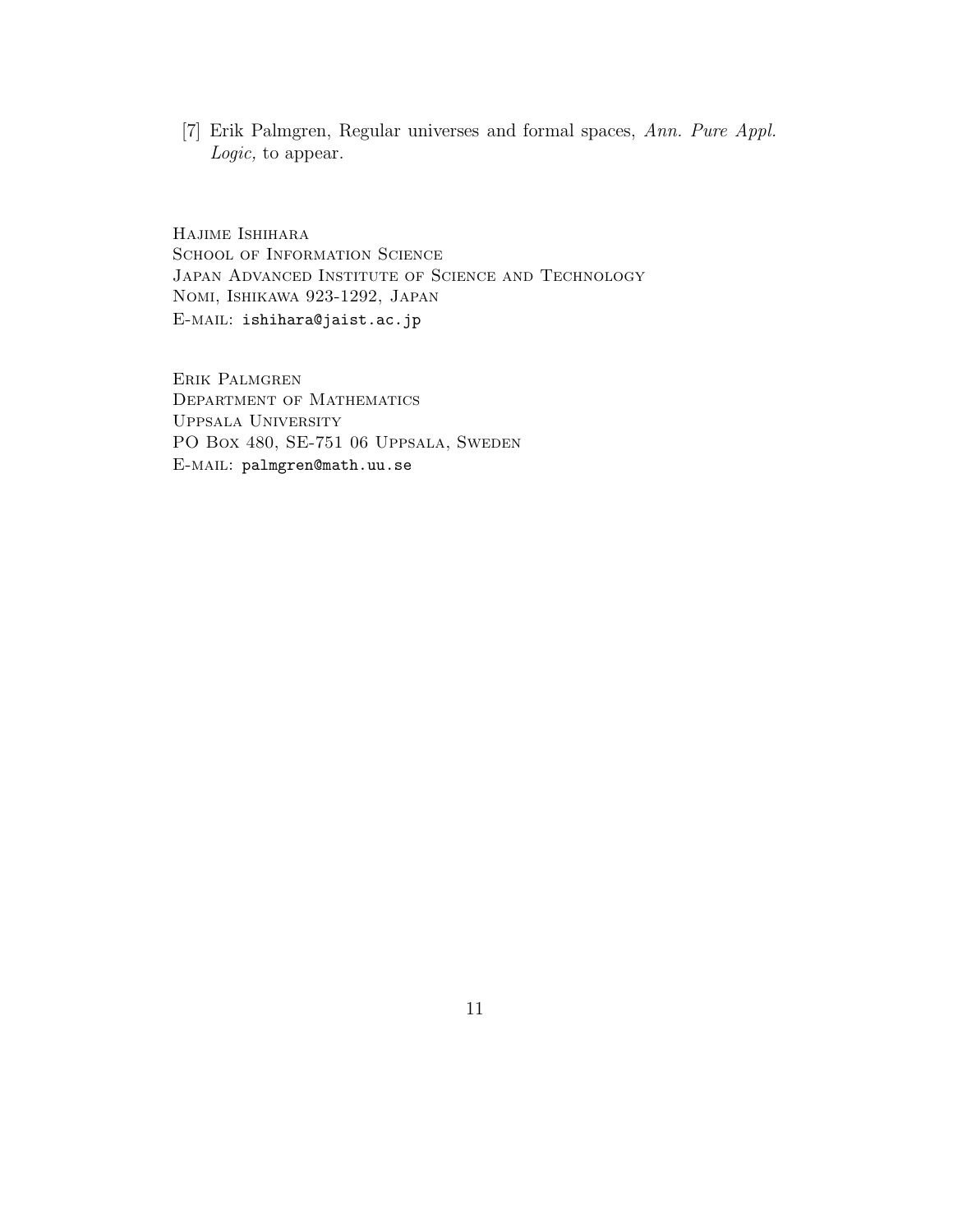[7] Erik Palmgren, Regular universes and formal spaces, *Ann. Pure Appl. Logic,* to appear.

Hajime Ishihara  
School of Information Science  
Japan Advanced Institute of Science and Technology  
Nomi, Ishikawa 923-1292, Japan  
E-mail: ishihara@jaist.ac.jp

Erik Palmgren  
Department of Mathematics  
Uppsala University  
PO Box 480, SE-751 06 Uppsala, Sweden  
E-mail: palmgren@math.uu.se